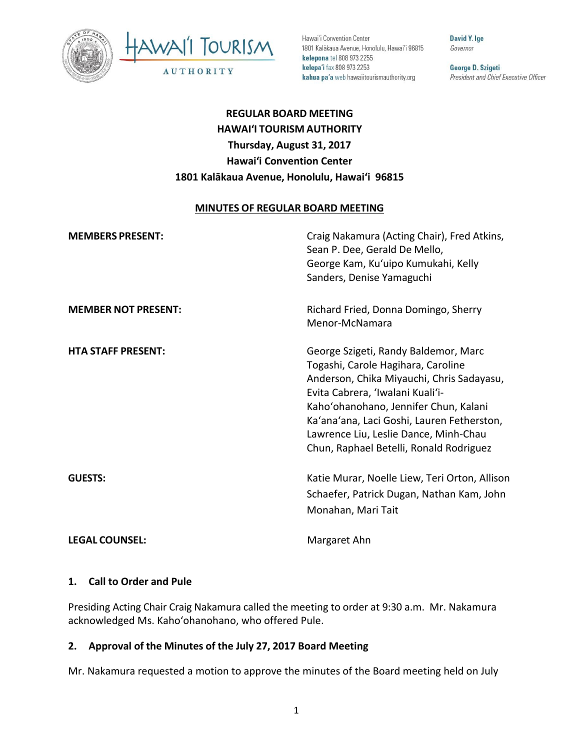Hawai'i Convention Center
1801 Kalākaua Avenue, Honolulu, Hawai'i 96815
**kelepona** tel 808 973 2255
**kelepa'i** fax 808 973 2253
**kahua pa'a** web hawaiitourismauthority.org

**David Y. Ige**
*Governor*

**George D. Szigeti**
*President and Chief Executive Officer*

# REGULAR BOARD MEETING
## HAWAIʻI TOURISM AUTHORITY
**Thursday, August 31, 2017**
**Hawaiʻi Convention Center**
**1801 Kalākaua Avenue, Honolulu, Hawaiʻi 96815**

**MINUTES OF REGULAR BOARD MEETING**

| | |
|---|---|
| **MEMBERS PRESENT:** | Craig Nakamura (Acting Chair), Fred Atkins, Sean P. Dee, Gerald De Mello, George Kam, Kuʻuipo Kumukahi, Kelly Sanders, Denise Yamaguchi |
| **MEMBER NOT PRESENT:** | Richard Fried, Donna Domingo, Sherry Menor-McNamara |
| **HTA STAFF PRESENT:** | George Szigeti, Randy Baldemor, Marc Togashi, Carole Hagihara, Caroline Anderson, Chika Miyauchi, Chris Sadayasu, Evita Cabrera, ʻIwalani Kualiʻi-Kahoʻohanohano, Jennifer Chun, Kalani Kaʻanaʻana, Laci Goshi, Lauren Fetherston, Lawrence Liu, Leslie Dance, Minh-Chau Chun, Raphael Betelli, Ronald Rodriguez |
| **GUESTS:** | Katie Murar, Noelle Liew, Teri Orton, Allison Schaefer, Patrick Dugan, Nathan Kam, John Monahan, Mari Tait |
| **LEGAL COUNSEL:** | Margaret Ahn |

### 1. Call to Order and Pule

Presiding Acting Chair Craig Nakamura called the meeting to order at 9:30 a.m. Mr. Nakamura acknowledged Ms. Kahoʻohanohano, who offered Pule.

### 2. Approval of the Minutes of the July 27, 2017 Board Meeting

Mr. Nakamura requested a motion to approve the minutes of the Board meeting held on July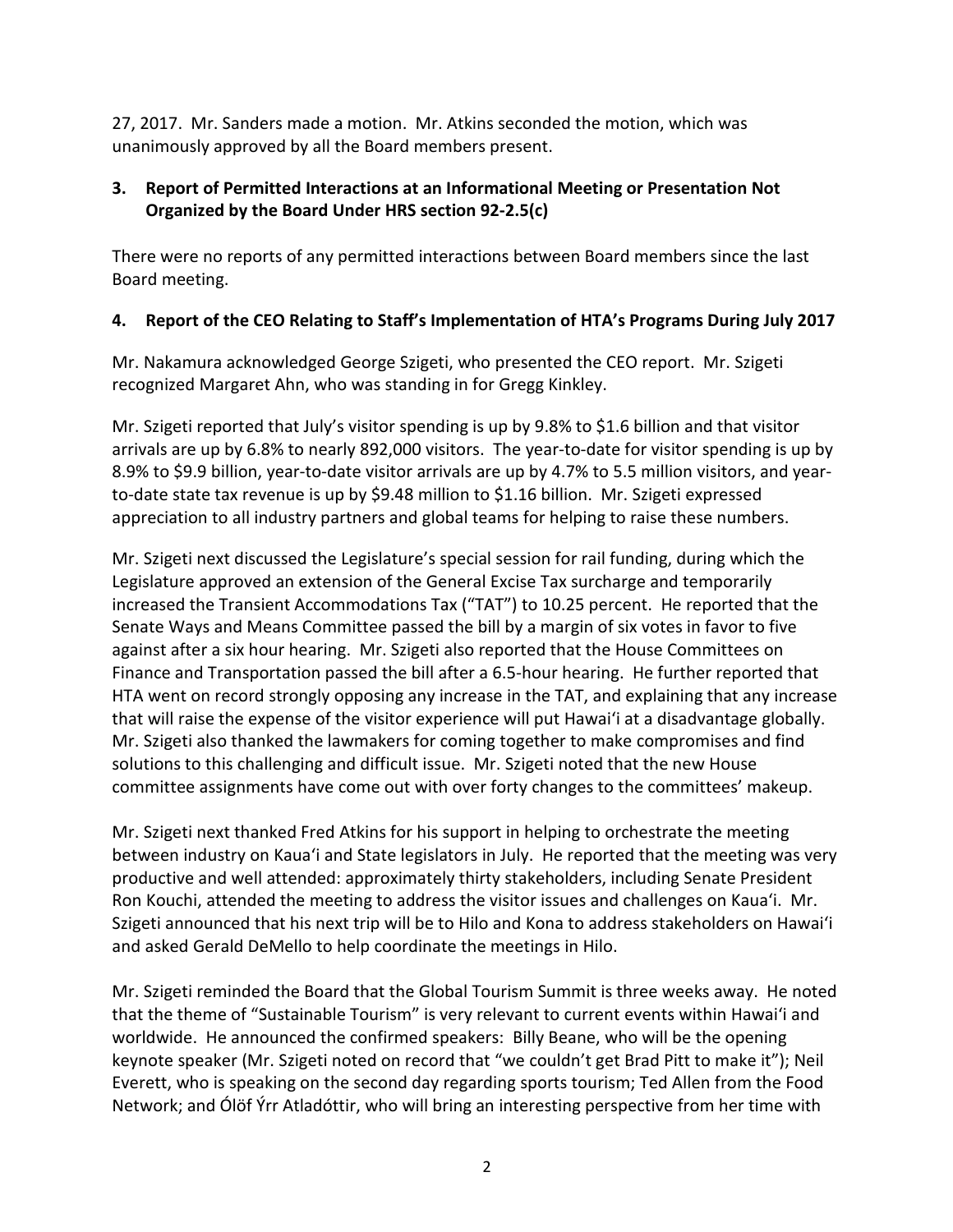27, 2017. Mr. Sanders made a motion. Mr. Atkins seconded the motion, which was unanimously approved by all the Board members present.

**3. Report of Permitted Interactions at an Informational Meeting or Presentation Not Organized by the Board Under HRS section 92-2.5(c)**

There were no reports of any permitted interactions between Board members since the last Board meeting.

**4. Report of the CEO Relating to Staff's Implementation of HTA's Programs During July 2017**

Mr. Nakamura acknowledged George Szigeti, who presented the CEO report. Mr. Szigeti recognized Margaret Ahn, who was standing in for Gregg Kinkley.

Mr. Szigeti reported that July's visitor spending is up by 9.8% to $1.6 billion and that visitor arrivals are up by 6.8% to nearly 892,000 visitors. The year-to-date for visitor spending is up by 8.9% to $9.9 billion, year-to-date visitor arrivals are up by 4.7% to 5.5 million visitors, and year-to-date state tax revenue is up by $9.48 million to $1.16 billion. Mr. Szigeti expressed appreciation to all industry partners and global teams for helping to raise these numbers.

Mr. Szigeti next discussed the Legislature's special session for rail funding, during which the Legislature approved an extension of the General Excise Tax surcharge and temporarily increased the Transient Accommodations Tax ("TAT") to 10.25 percent. He reported that the Senate Ways and Means Committee passed the bill by a margin of six votes in favor to five against after a six hour hearing. Mr. Szigeti also reported that the House Committees on Finance and Transportation passed the bill after a 6.5-hour hearing. He further reported that HTA went on record strongly opposing any increase in the TAT, and explaining that any increase that will raise the expense of the visitor experience will put Hawai'i at a disadvantage globally. Mr. Szigeti also thanked the lawmakers for coming together to make compromises and find solutions to this challenging and difficult issue. Mr. Szigeti noted that the new House committee assignments have come out with over forty changes to the committees' makeup.

Mr. Szigeti next thanked Fred Atkins for his support in helping to orchestrate the meeting between industry on Kaua'i and State legislators in July. He reported that the meeting was very productive and well attended: approximately thirty stakeholders, including Senate President Ron Kouchi, attended the meeting to address the visitor issues and challenges on Kaua'i. Mr. Szigeti announced that his next trip will be to Hilo and Kona to address stakeholders on Hawai'i and asked Gerald DeMello to help coordinate the meetings in Hilo.

Mr. Szigeti reminded the Board that the Global Tourism Summit is three weeks away. He noted that the theme of "Sustainable Tourism" is very relevant to current events within Hawai'i and worldwide. He announced the confirmed speakers: Billy Beane, who will be the opening keynote speaker (Mr. Szigeti noted on record that "we couldn't get Brad Pitt to make it"); Neil Everett, who is speaking on the second day regarding sports tourism; Ted Allen from the Food Network; and Ólöf Ýrr Atladóttir, who will bring an interesting perspective from her time with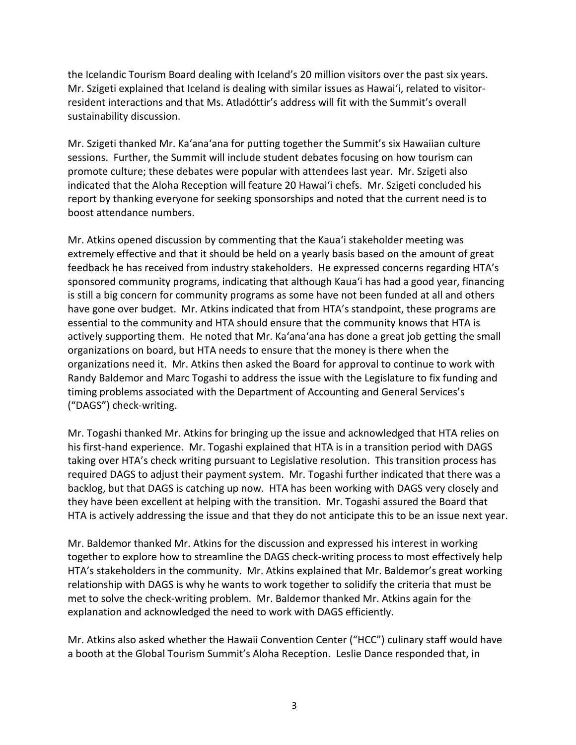the Icelandic Tourism Board dealing with Iceland's 20 million visitors over the past six years. Mr. Szigeti explained that Iceland is dealing with similar issues as Hawai'i, related to visitor-resident interactions and that Ms. Atladóttir's address will fit with the Summit's overall sustainability discussion.

Mr. Szigeti thanked Mr. Ka'ana'ana for putting together the Summit's six Hawaiian culture sessions. Further, the Summit will include student debates focusing on how tourism can promote culture; these debates were popular with attendees last year. Mr. Szigeti also indicated that the Aloha Reception will feature 20 Hawai'i chefs. Mr. Szigeti concluded his report by thanking everyone for seeking sponsorships and noted that the current need is to boost attendance numbers.

Mr. Atkins opened discussion by commenting that the Kaua'i stakeholder meeting was extremely effective and that it should be held on a yearly basis based on the amount of great feedback he has received from industry stakeholders. He expressed concerns regarding HTA's sponsored community programs, indicating that although Kaua'i has had a good year, financing is still a big concern for community programs as some have not been funded at all and others have gone over budget. Mr. Atkins indicated that from HTA's standpoint, these programs are essential to the community and HTA should ensure that the community knows that HTA is actively supporting them. He noted that Mr. Ka'ana'ana has done a great job getting the small organizations on board, but HTA needs to ensure that the money is there when the organizations need it. Mr. Atkins then asked the Board for approval to continue to work with Randy Baldemor and Marc Togashi to address the issue with the Legislature to fix funding and timing problems associated with the Department of Accounting and General Services's ("DAGS") check-writing.

Mr. Togashi thanked Mr. Atkins for bringing up the issue and acknowledged that HTA relies on his first-hand experience. Mr. Togashi explained that HTA is in a transition period with DAGS taking over HTA's check writing pursuant to Legislative resolution. This transition process has required DAGS to adjust their payment system. Mr. Togashi further indicated that there was a backlog, but that DAGS is catching up now. HTA has been working with DAGS very closely and they have been excellent at helping with the transition. Mr. Togashi assured the Board that HTA is actively addressing the issue and that they do not anticipate this to be an issue next year.

Mr. Baldemor thanked Mr. Atkins for the discussion and expressed his interest in working together to explore how to streamline the DAGS check-writing process to most effectively help HTA's stakeholders in the community. Mr. Atkins explained that Mr. Baldemor's great working relationship with DAGS is why he wants to work together to solidify the criteria that must be met to solve the check-writing problem. Mr. Baldemor thanked Mr. Atkins again for the explanation and acknowledged the need to work with DAGS efficiently.

Mr. Atkins also asked whether the Hawaii Convention Center ("HCC") culinary staff would have a booth at the Global Tourism Summit's Aloha Reception. Leslie Dance responded that, in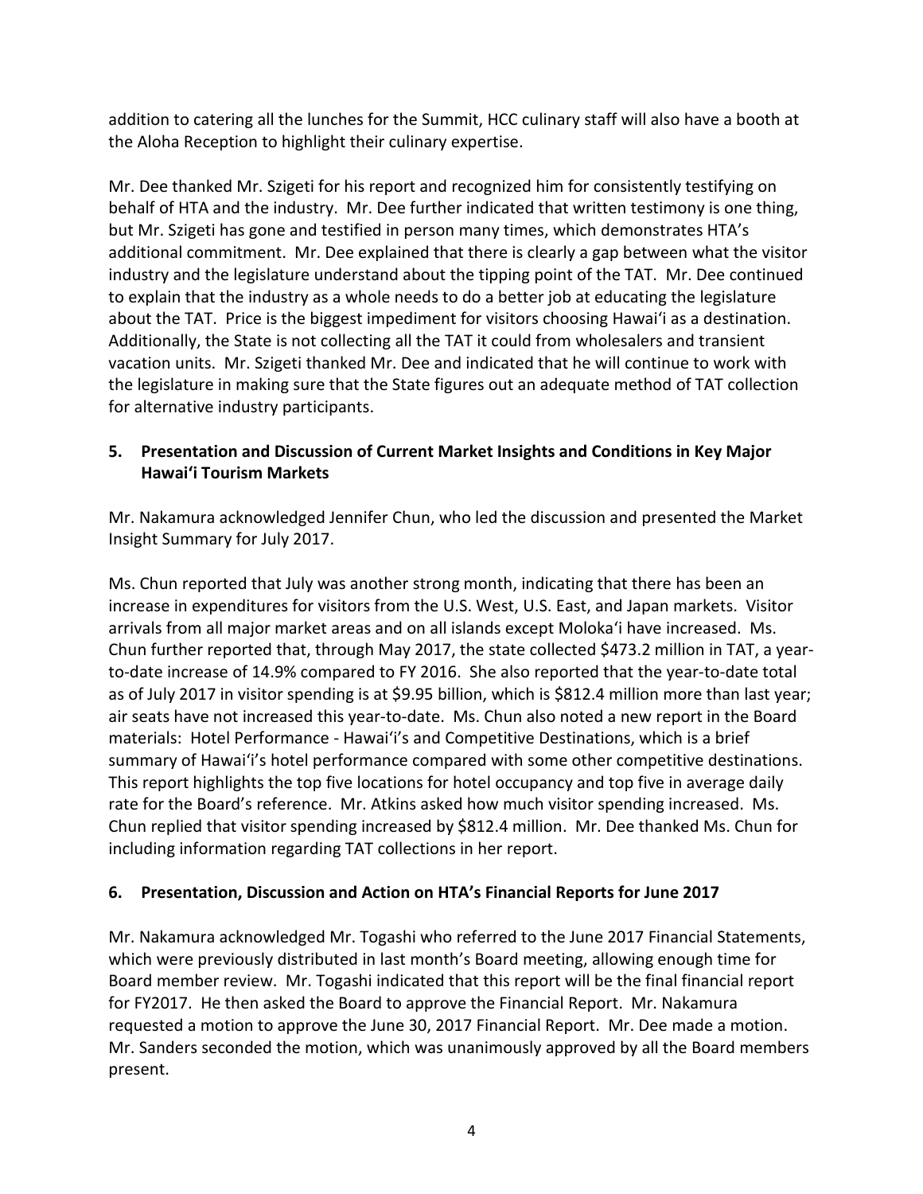addition to catering all the lunches for the Summit, HCC culinary staff will also have a booth at the Aloha Reception to highlight their culinary expertise.

Mr. Dee thanked Mr. Szigeti for his report and recognized him for consistently testifying on behalf of HTA and the industry. Mr. Dee further indicated that written testimony is one thing, but Mr. Szigeti has gone and testified in person many times, which demonstrates HTA's additional commitment. Mr. Dee explained that there is clearly a gap between what the visitor industry and the legislature understand about the tipping point of the TAT. Mr. Dee continued to explain that the industry as a whole needs to do a better job at educating the legislature about the TAT. Price is the biggest impediment for visitors choosing Hawaiʻi as a destination. Additionally, the State is not collecting all the TAT it could from wholesalers and transient vacation units. Mr. Szigeti thanked Mr. Dee and indicated that he will continue to work with the legislature in making sure that the State figures out an adequate method of TAT collection for alternative industry participants.

## 5. Presentation and Discussion of Current Market Insights and Conditions in Key Major Hawaiʻi Tourism Markets

Mr. Nakamura acknowledged Jennifer Chun, who led the discussion and presented the Market Insight Summary for July 2017.

Ms. Chun reported that July was another strong month, indicating that there has been an increase in expenditures for visitors from the U.S. West, U.S. East, and Japan markets. Visitor arrivals from all major market areas and on all islands except Molokaʻi have increased. Ms. Chun further reported that, through May 2017, the state collected $473.2 million in TAT, a year-to-date increase of 14.9% compared to FY 2016. She also reported that the year-to-date total as of July 2017 in visitor spending is at $9.95 billion, which is $812.4 million more than last year; air seats have not increased this year-to-date. Ms. Chun also noted a new report in the Board materials: Hotel Performance - Hawaiʻi's and Competitive Destinations, which is a brief summary of Hawaiʻi's hotel performance compared with some other competitive destinations. This report highlights the top five locations for hotel occupancy and top five in average daily rate for the Board's reference. Mr. Atkins asked how much visitor spending increased. Ms. Chun replied that visitor spending increased by $812.4 million. Mr. Dee thanked Ms. Chun for including information regarding TAT collections in her report.

## 6. Presentation, Discussion and Action on HTA's Financial Reports for June 2017

Mr. Nakamura acknowledged Mr. Togashi who referred to the June 2017 Financial Statements, which were previously distributed in last month's Board meeting, allowing enough time for Board member review. Mr. Togashi indicated that this report will be the final financial report for FY2017. He then asked the Board to approve the Financial Report. Mr. Nakamura requested a motion to approve the June 30, 2017 Financial Report. Mr. Dee made a motion. Mr. Sanders seconded the motion, which was unanimously approved by all the Board members present.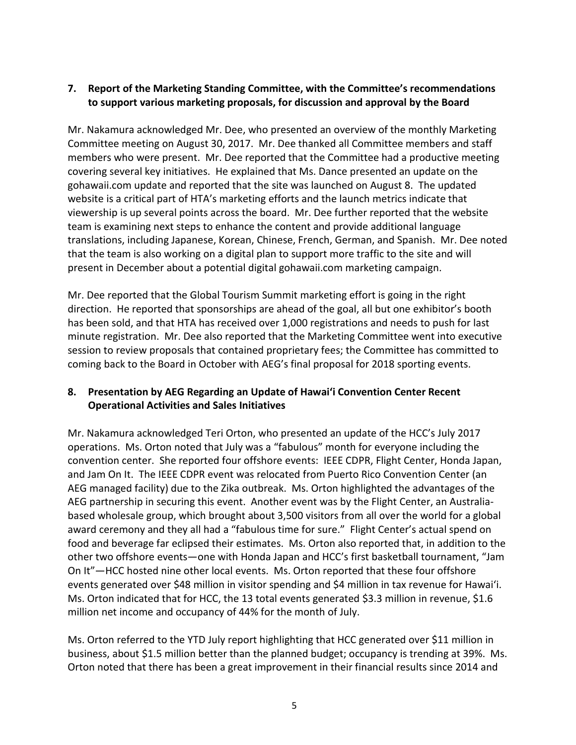## 7. Report of the Marketing Standing Committee, with the Committee's recommendations to support various marketing proposals, for discussion and approval by the Board

Mr. Nakamura acknowledged Mr. Dee, who presented an overview of the monthly Marketing Committee meeting on August 30, 2017. Mr. Dee thanked all Committee members and staff members who were present. Mr. Dee reported that the Committee had a productive meeting covering several key initiatives. He explained that Ms. Dance presented an update on the gohawaii.com update and reported that the site was launched on August 8. The updated website is a critical part of HTA's marketing efforts and the launch metrics indicate that viewership is up several points across the board. Mr. Dee further reported that the website team is examining next steps to enhance the content and provide additional language translations, including Japanese, Korean, Chinese, French, German, and Spanish. Mr. Dee noted that the team is also working on a digital plan to support more traffic to the site and will present in December about a potential digital gohawaii.com marketing campaign.

Mr. Dee reported that the Global Tourism Summit marketing effort is going in the right direction. He reported that sponsorships are ahead of the goal, all but one exhibitor's booth has been sold, and that HTA has received over 1,000 registrations and needs to push for last minute registration. Mr. Dee also reported that the Marketing Committee went into executive session to review proposals that contained proprietary fees; the Committee has committed to coming back to the Board in October with AEG's final proposal for 2018 sporting events.

## 8. Presentation by AEG Regarding an Update of Hawaiʻi Convention Center Recent Operational Activities and Sales Initiatives

Mr. Nakamura acknowledged Teri Orton, who presented an update of the HCC's July 2017 operations. Ms. Orton noted that July was a "fabulous" month for everyone including the convention center. She reported four offshore events: IEEE CDPR, Flight Center, Honda Japan, and Jam On It. The IEEE CDPR event was relocated from Puerto Rico Convention Center (an AEG managed facility) due to the Zika outbreak. Ms. Orton highlighted the advantages of the AEG partnership in securing this event. Another event was by the Flight Center, an Australia-based wholesale group, which brought about 3,500 visitors from all over the world for a global award ceremony and they all had a "fabulous time for sure." Flight Center's actual spend on food and beverage far eclipsed their estimates. Ms. Orton also reported that, in addition to the other two offshore events—one with Honda Japan and HCC's first basketball tournament, "Jam On It"—HCC hosted nine other local events. Ms. Orton reported that these four offshore events generated over $48 million in visitor spending and $4 million in tax revenue for Hawaiʻi. Ms. Orton indicated that for HCC, the 13 total events generated $3.3 million in revenue, $1.6 million net income and occupancy of 44% for the month of July.

Ms. Orton referred to the YTD July report highlighting that HCC generated over $11 million in business, about $1.5 million better than the planned budget; occupancy is trending at 39%. Ms. Orton noted that there has been a great improvement in their financial results since 2014 and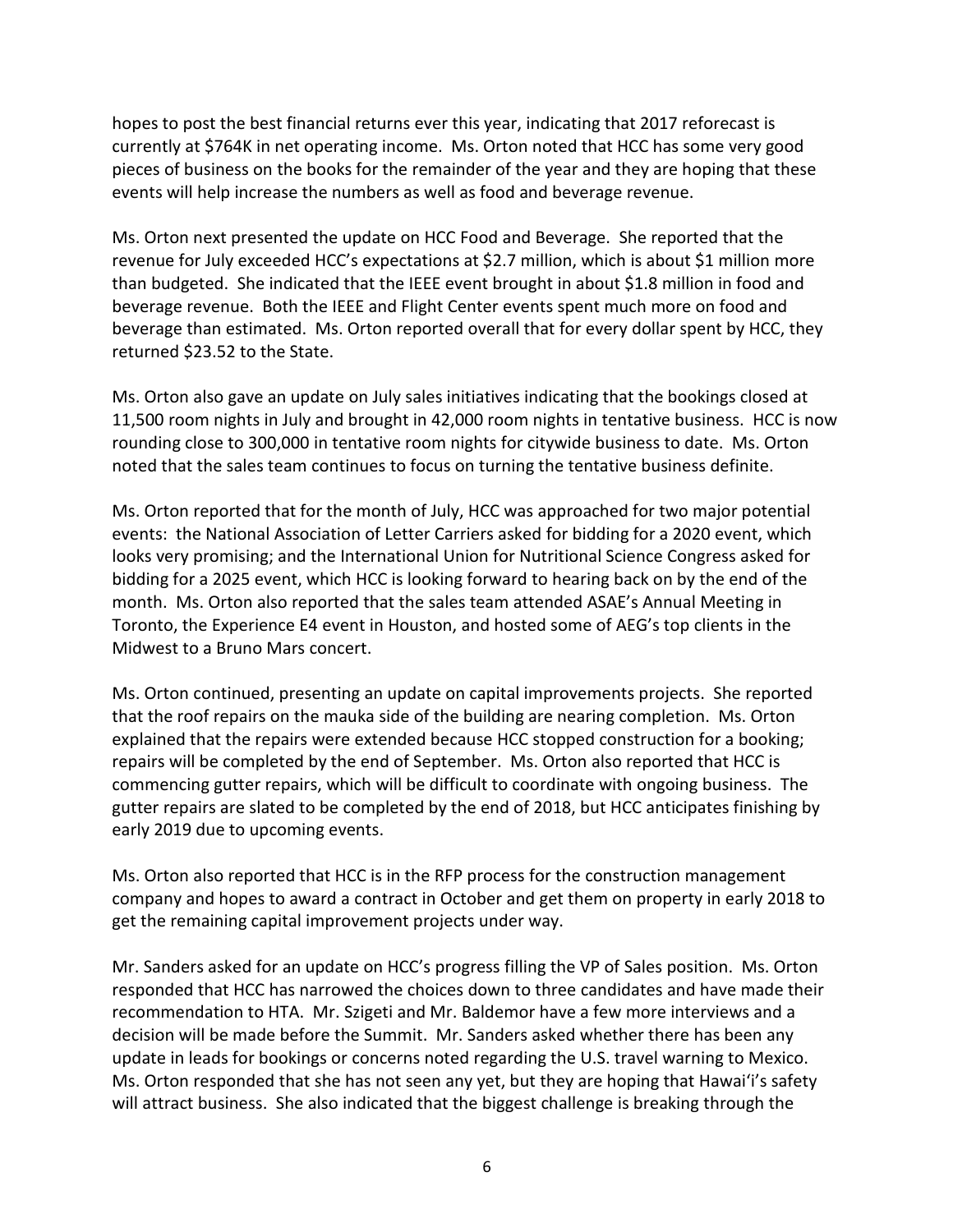hopes to post the best financial returns ever this year, indicating that 2017 reforecast is currently at $764K in net operating income. Ms. Orton noted that HCC has some very good pieces of business on the books for the remainder of the year and they are hoping that these events will help increase the numbers as well as food and beverage revenue.

Ms. Orton next presented the update on HCC Food and Beverage. She reported that the revenue for July exceeded HCC's expectations at $2.7 million, which is about $1 million more than budgeted. She indicated that the IEEE event brought in about $1.8 million in food and beverage revenue. Both the IEEE and Flight Center events spent much more on food and beverage than estimated. Ms. Orton reported overall that for every dollar spent by HCC, they returned $23.52 to the State.

Ms. Orton also gave an update on July sales initiatives indicating that the bookings closed at 11,500 room nights in July and brought in 42,000 room nights in tentative business. HCC is now rounding close to 300,000 in tentative room nights for citywide business to date. Ms. Orton noted that the sales team continues to focus on turning the tentative business definite.

Ms. Orton reported that for the month of July, HCC was approached for two major potential events: the National Association of Letter Carriers asked for bidding for a 2020 event, which looks very promising; and the International Union for Nutritional Science Congress asked for bidding for a 2025 event, which HCC is looking forward to hearing back on by the end of the month. Ms. Orton also reported that the sales team attended ASAE's Annual Meeting in Toronto, the Experience E4 event in Houston, and hosted some of AEG's top clients in the Midwest to a Bruno Mars concert.

Ms. Orton continued, presenting an update on capital improvements projects. She reported that the roof repairs on the mauka side of the building are nearing completion. Ms. Orton explained that the repairs were extended because HCC stopped construction for a booking; repairs will be completed by the end of September. Ms. Orton also reported that HCC is commencing gutter repairs, which will be difficult to coordinate with ongoing business. The gutter repairs are slated to be completed by the end of 2018, but HCC anticipates finishing by early 2019 due to upcoming events.

Ms. Orton also reported that HCC is in the RFP process for the construction management company and hopes to award a contract in October and get them on property in early 2018 to get the remaining capital improvement projects under way.

Mr. Sanders asked for an update on HCC's progress filling the VP of Sales position. Ms. Orton responded that HCC has narrowed the choices down to three candidates and have made their recommendation to HTA. Mr. Szigeti and Mr. Baldemor have a few more interviews and a decision will be made before the Summit. Mr. Sanders asked whether there has been any update in leads for bookings or concerns noted regarding the U.S. travel warning to Mexico. Ms. Orton responded that she has not seen any yet, but they are hoping that Hawai'i's safety will attract business. She also indicated that the biggest challenge is breaking through the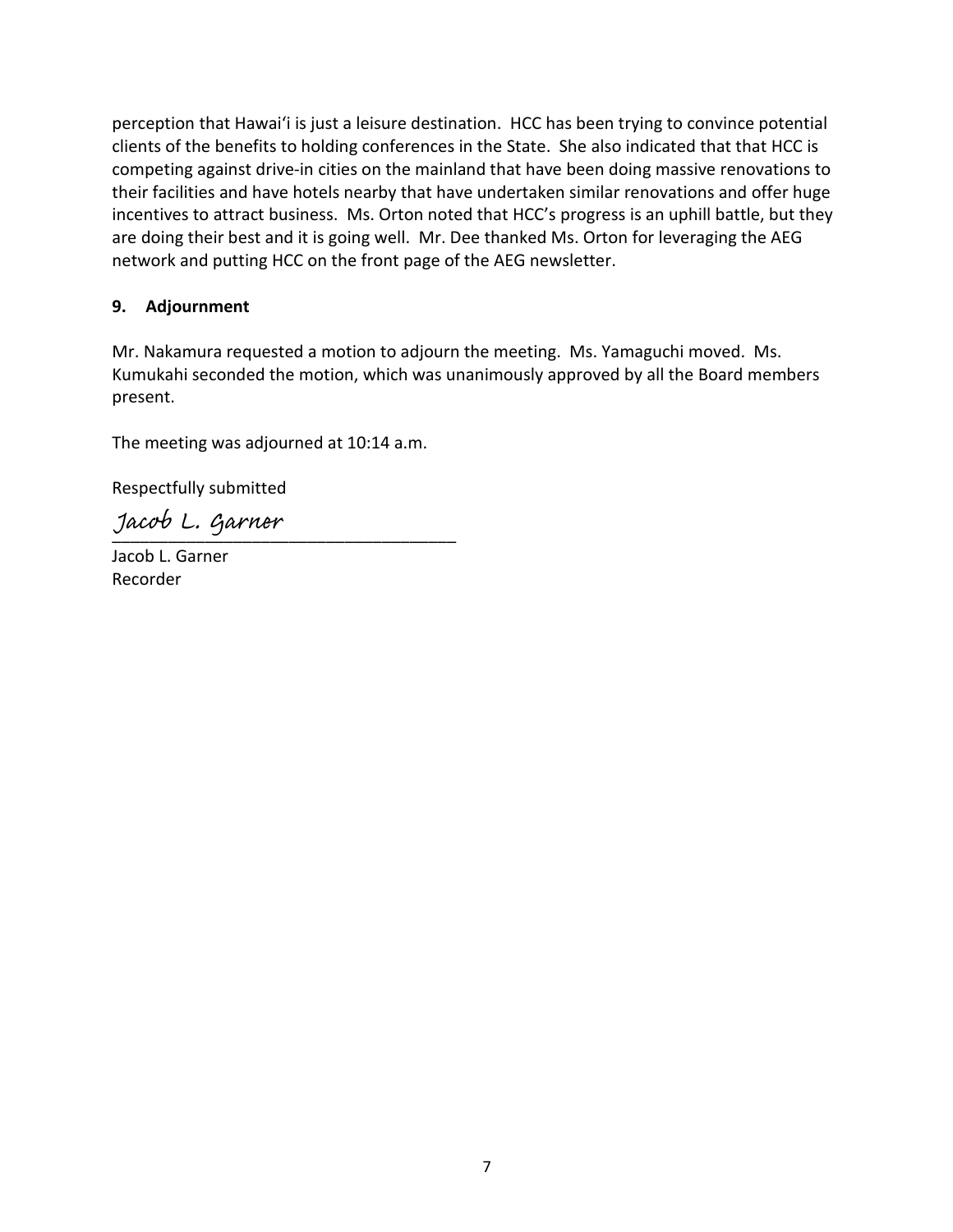perception that Hawaiʻi is just a leisure destination. HCC has been trying to convince potential clients of the benefits to holding conferences in the State. She also indicated that that HCC is competing against drive-in cities on the mainland that have been doing massive renovations to their facilities and have hotels nearby that have undertaken similar renovations and offer huge incentives to attract business. Ms. Orton noted that HCC's progress is an uphill battle, but they are doing their best and it is going well. Mr. Dee thanked Ms. Orton for leveraging the AEG network and putting HCC on the front page of the AEG newsletter.

### 9. Adjournment

Mr. Nakamura requested a motion to adjourn the meeting. Ms. Yamaguchi moved. Ms. Kumukahi seconded the motion, which was unanimously approved by all the Board members present.

The meeting was adjourned at 10:14 a.m.

Respectfully submitted

*Jacob L. Garner*
___________________________________

Jacob L. Garner
Recorder